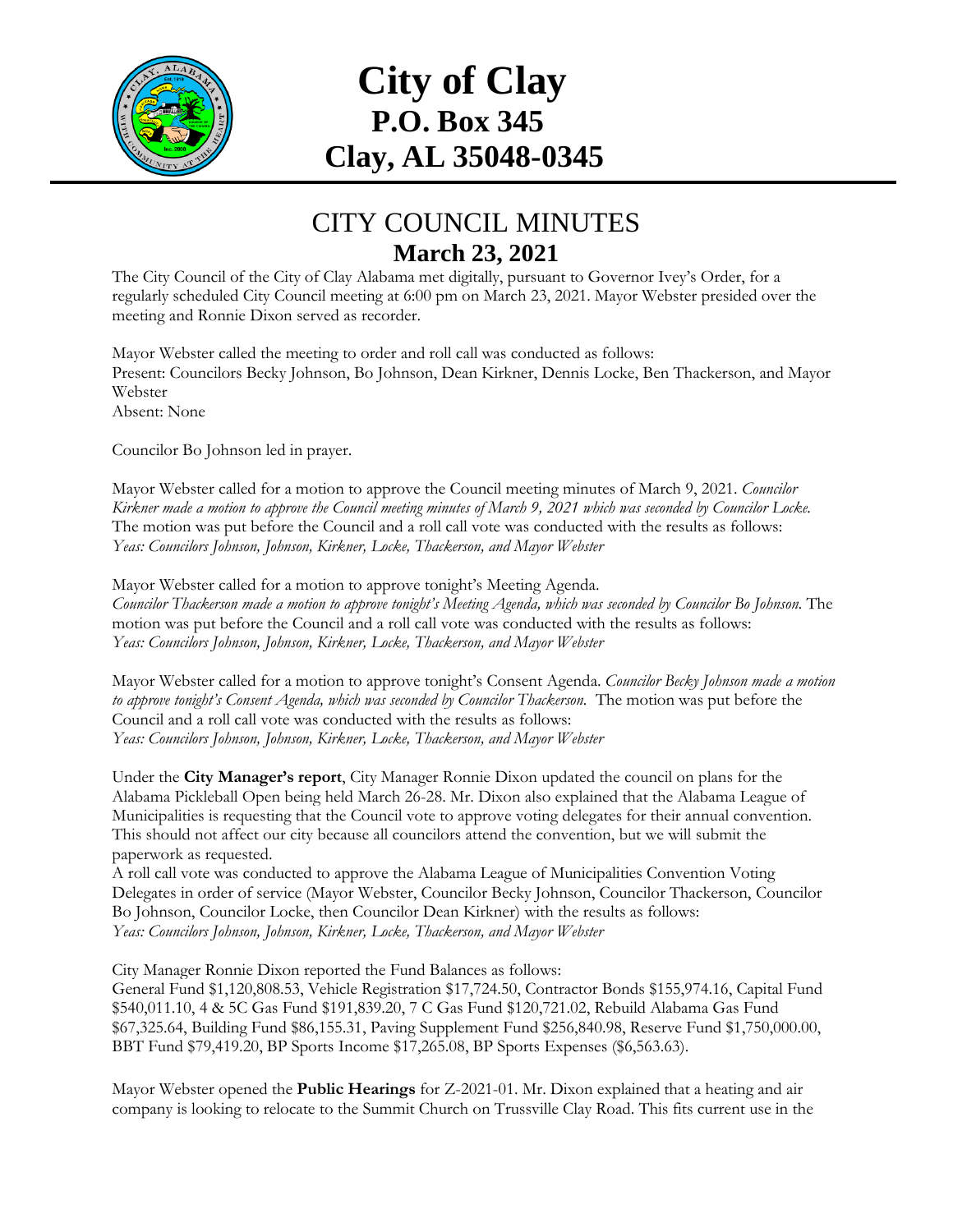# City of Clay

## P.O. Box 345

## Clay, AL 35048-0345

## CITY COUNCIL MINUTES

### March 23, 2021

The City Council of the City of Clay Alabama met digitally, pursuant to Governor Ivey's Order, for a regularly scheduled City Council meeting at 6:00 pm on March 23, 2021. Mayor Webster presided over the meeting and Ronnie Dixon served as recorder.

Mayor Webster called the meeting to order and roll call was conducted as follows:
Present: Councilors Becky Johnson, Bo Johnson, Dean Kirkner, Dennis Locke, Ben Thackerson, and Mayor Webster
Absent: None

Councilor Bo Johnson led in prayer.

Mayor Webster called for a motion to approve the Council meeting minutes of March 9, 2021. *Councilor Kirkner made a motion to approve the Council meeting minutes of March 9, 2021 which was seconded by Councilor Locke.* The motion was put before the Council and a roll call vote was conducted with the results as follows:
*Yeas: Councilors Johnson, Johnson, Kirkner, Locke, Thackerson, and Mayor Webster*

Mayor Webster called for a motion to approve tonight's Meeting Agenda.
*Councilor Thackerson made a motion to approve tonight's Meeting Agenda, which was seconded by Councilor Bo Johnson.* The motion was put before the Council and a roll call vote was conducted with the results as follows:
*Yeas: Councilors Johnson, Johnson, Kirkner, Locke, Thackerson, and Mayor Webster*

Mayor Webster called for a motion to approve tonight's Consent Agenda. *Councilor Becky Johnson made a motion to approve tonight's Consent Agenda, which was seconded by Councilor Thackerson.* The motion was put before the Council and a roll call vote was conducted with the results as follows:
*Yeas: Councilors Johnson, Johnson, Kirkner, Locke, Thackerson, and Mayor Webster*

Under the **City Manager's report**, City Manager Ronnie Dixon updated the council on plans for the Alabama Pickleball Open being held March 26-28. Mr. Dixon also explained that the Alabama League of Municipalities is requesting that the Council vote to approve voting delegates for their annual convention. This should not affect our city because all councilors attend the convention, but we will submit the paperwork as requested.
A roll call vote was conducted to approve the Alabama League of Municipalities Convention Voting Delegates in order of service (Mayor Webster, Councilor Becky Johnson, Councilor Thackerson, Councilor Bo Johnson, Councilor Locke, then Councilor Dean Kirkner) with the results as follows:
*Yeas: Councilors Johnson, Johnson, Kirkner, Locke, Thackerson, and Mayor Webster*

City Manager Ronnie Dixon reported the Fund Balances as follows:
General Fund $1,120,808.53, Vehicle Registration $17,724.50, Contractor Bonds $155,974.16, Capital Fund $540,011.10, 4 & 5C Gas Fund $191,839.20, 7 C Gas Fund $120,721.02, Rebuild Alabama Gas Fund $67,325.64, Building Fund $86,155.31, Paving Supplement Fund $256,840.98, Reserve Fund $1,750,000.00, BBT Fund $79,419.20, BP Sports Income $17,265.08, BP Sports Expenses ($6,563.63).

Mayor Webster opened the **Public Hearings** for Z-2021-01. Mr. Dixon explained that a heating and air company is looking to relocate to the Summit Church on Trussville Clay Road. This fits current use in the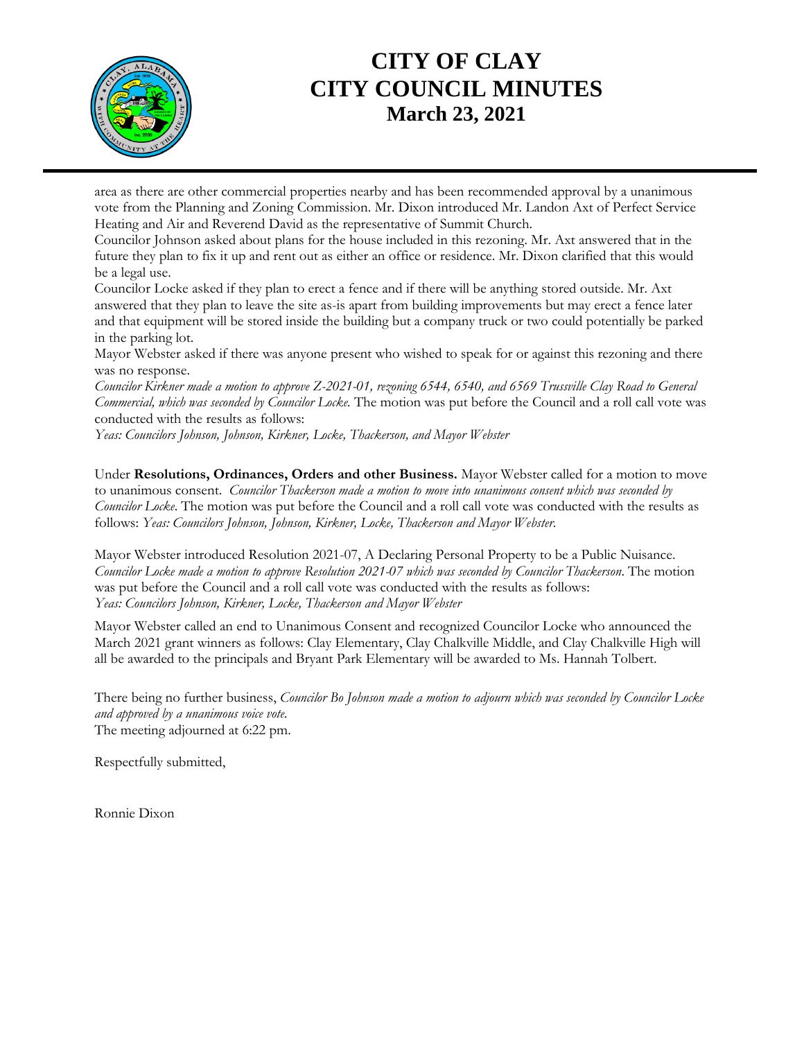area as there are other commercial properties nearby and has been recommended approval by a unanimous vote from the Planning and Zoning Commission. Mr. Dixon introduced Mr. Landon Axt of Perfect Service Heating and Air and Reverend David as the representative of Summit Church.

Councilor Johnson asked about plans for the house included in this rezoning. Mr. Axt answered that in the future they plan to fix it up and rent out as either an office or residence. Mr. Dixon clarified that this would be a legal use.

Councilor Locke asked if they plan to erect a fence and if there will be anything stored outside. Mr. Axt answered that they plan to leave the site as-is apart from building improvements but may erect a fence later and that equipment will be stored inside the building but a company truck or two could potentially be parked in the parking lot.

Mayor Webster asked if there was anyone present who wished to speak for or against this rezoning and there was no response.

*Councilor Kirkner made a motion to approve Z-2021-01, rezoning 6544, 6540, and 6569 Trussville Clay Road to General Commercial, which was seconded by Councilor Locke.* The motion was put before the Council and a roll call vote was conducted with the results as follows:

*Yeas: Councilors Johnson, Johnson, Kirkner, Locke, Thackerson, and Mayor Webster*

Under **Resolutions, Ordinances, Orders and other Business.** Mayor Webster called for a motion to move to unanimous consent. *Councilor Thackerson made a motion to move into unanimous consent which was seconded by Councilor Locke.* The motion was put before the Council and a roll call vote was conducted with the results as follows: *Yeas: Councilors Johnson, Johnson, Kirkner, Locke, Thackerson and Mayor Webster.*

Mayor Webster introduced Resolution 2021-07, A Declaring Personal Property to be a Public Nuisance. *Councilor Locke made a motion to approve Resolution 2021-07 which was seconded by Councilor Thackerson.* The motion was put before the Council and a roll call vote was conducted with the results as follows:

*Yeas: Councilors Johnson, Kirkner, Locke, Thackerson and Mayor Webster*

Mayor Webster called an end to Unanimous Consent and recognized Councilor Locke who announced the March 2021 grant winners as follows: Clay Elementary, Clay Chalkville Middle, and Clay Chalkville High will all be awarded to the principals and Bryant Park Elementary will be awarded to Ms. Hannah Tolbert.

There being no further business, *Councilor Bo Johnson made a motion to adjourn which was seconded by Councilor Locke and approved by a unanimous voice vote.*

The meeting adjourned at 6:22 pm.

Respectfully submitted,

Ronnie Dixon